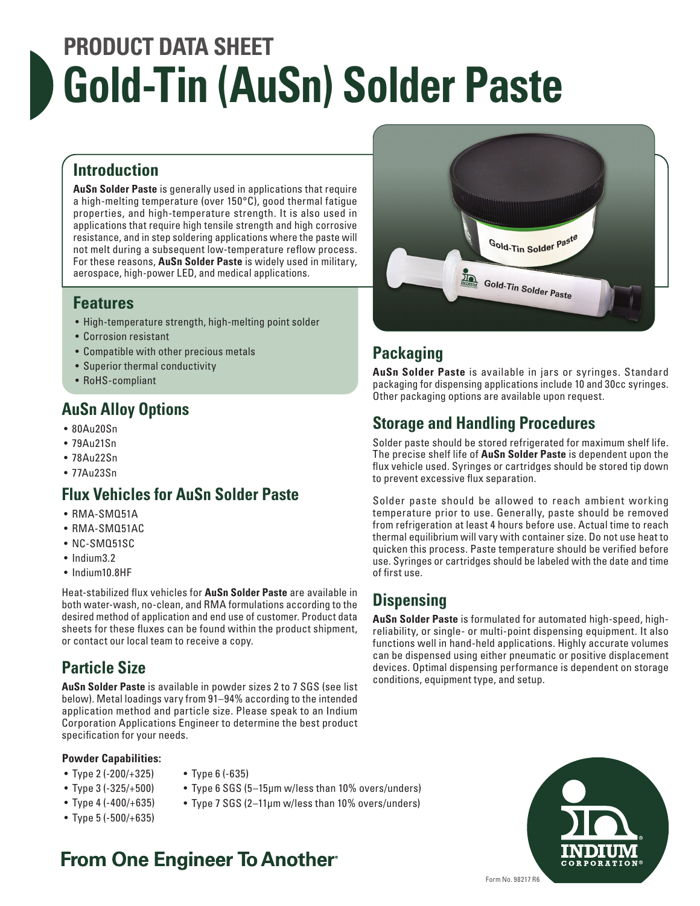# PRODUCT DATA SHEET
# Gold-Tin (AuSn) Solder Paste

## Introduction

**AuSn Solder Paste** is generally used in applications that require a high-melting temperature (over 150°C), good thermal fatigue properties, and high-temperature strength. It is also used in applications that require high tensile strength and high corrosive resistance, and in step soldering applications where the paste will not melt during a subsequent low-temperature reflow process. For these reasons, **AuSn Solder Paste** is widely used in military, aerospace, high-power LED, and medical applications.

## Features

- High-temperature strength, high-melting point solder
- Corrosion resistant
- Compatible with other precious metals
- Superior thermal conductivity
- RoHS-compliant

## AuSn Alloy Options

- 80Au20Sn
- 79Au21Sn
- 78Au22Sn
- 77Au23Sn

## Flux Vehicles for AuSn Solder Paste

- RMA-SMQ51A
- RMA-SMQ51AC
- NC-SMQ51SC
- Indium3.2
- Indium10.8HF

Heat-stabilized flux vehicles for **AuSn Solder Paste** are available in both water-wash, no-clean, and RMA formulations according to the desired method of application and end use of customer. Product data sheets for these fluxes can be found within the product shipment, or contact our local team to receive a copy.

## Particle Size

**AuSn Solder Paste** is available in powder sizes 2 to 7 SGS (see list below). Metal loadings vary from 91–94% according to the intended application method and particle size. Please speak to an Indium Corporation Applications Engineer to determine the best product specification for your needs.

**Powder Capabilities:**

- Type 2 (-200/+325)
- Type 3 (-325/+500)
- Type 4 (-400/+635)
- Type 5 (-500/+635)
- Type 6 (-635)
- Type 6 SGS (5–15µm w/less than 10% overs/unders)
- Type 7 SGS (2–11µm w/less than 10% overs/unders)

## Packaging

**AuSn Solder Paste** is available in jars or syringes. Standard packaging for dispensing applications include 10 and 30cc syringes. Other packaging options are available upon request.

## Storage and Handling Procedures

Solder paste should be stored refrigerated for maximum shelf life. The precise shelf life of **AuSn Solder Paste** is dependent upon the flux vehicle used. Syringes or cartridges should be stored tip down to prevent excessive flux separation.

Solder paste should be allowed to reach ambient working temperature prior to use. Generally, paste should be removed from refrigeration at least 4 hours before use. Actual time to reach thermal equilibrium will vary with container size. Do not use heat to quicken this process. Paste temperature should be verified before use. Syringes or cartridges should be labeled with the date and time of first use.

## Dispensing

**AuSn Solder Paste** is formulated for automated high-speed, high-reliability, or single- or multi-point dispensing equipment. It also functions well in hand-held applications. Highly accurate volumes can be dispensed using either pneumatic or positive displacement devices. Optimal dispensing performance is dependent on storage conditions, equipment type, and setup.

**From One Engineer To Another**®

Form No. 98217 R6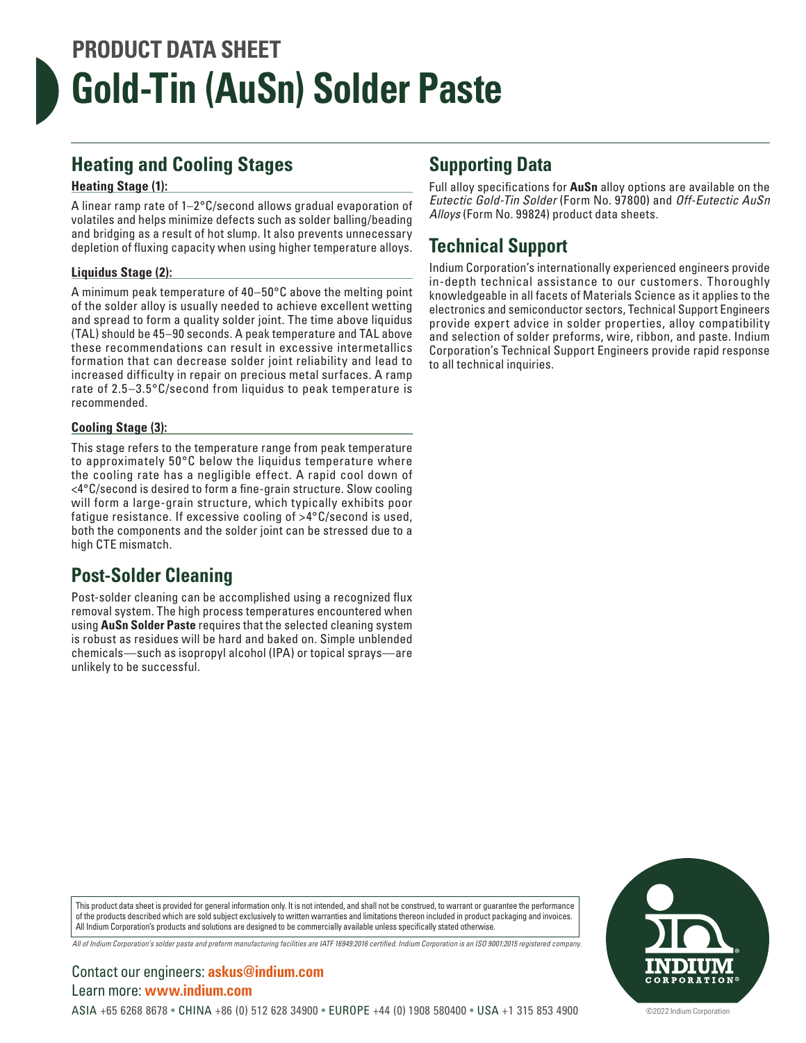# PRODUCT DATA SHEET

# Gold-Tin (AuSn) Solder Paste

## Heating and Cooling Stages

**Heating Stage (1):**

A linear ramp rate of 1–2°C/second allows gradual evaporation of volatiles and helps minimize defects such as solder balling/beading and bridging as a result of hot slump. It also prevents unnecessary depletion of fluxing capacity when using higher temperature alloys.

**Liquidus Stage (2):**

A minimum peak temperature of 40–50°C above the melting point of the solder alloy is usually needed to achieve excellent wetting and spread to form a quality solder joint. The time above liquidus (TAL) should be 45–90 seconds. A peak temperature and TAL above these recommendations can result in excessive intermetallics formation that can decrease solder joint reliability and lead to increased difficulty in repair on precious metal surfaces. A ramp rate of 2.5–3.5°C/second from liquidus to peak temperature is recommended.

**Cooling Stage (3):**

This stage refers to the temperature range from peak temperature to approximately 50°C below the liquidus temperature where the cooling rate has a negligible effect. A rapid cool down of <4°C/second is desired to form a fine-grain structure. Slow cooling will form a large-grain structure, which typically exhibits poor fatigue resistance. If excessive cooling of >4°C/second is used, both the components and the solder joint can be stressed due to a high CTE mismatch.

## Post-Solder Cleaning

Post-solder cleaning can be accomplished using a recognized flux removal system. The high process temperatures encountered when using **AuSn Solder Paste** requires that the selected cleaning system is robust as residues will be hard and baked on. Simple unblended chemicals—such as isopropyl alcohol (IPA) or topical sprays—are unlikely to be successful.

## Supporting Data

Full alloy specifications for **AuSn** alloy options are available on the *Eutectic Gold-Tin Solder* (Form No. 97800) and *Off-Eutectic AuSn Alloys* (Form No. 99824) product data sheets.

## Technical Support

Indium Corporation's internationally experienced engineers provide in-depth technical assistance to our customers. Thoroughly knowledgeable in all facets of Materials Science as it applies to the electronics and semiconductor sectors, Technical Support Engineers provide expert advice in solder properties, alloy compatibility and selection of solder preforms, wire, ribbon, and paste. Indium Corporation's Technical Support Engineers provide rapid response to all technical inquiries.

This product data sheet is provided for general information only. It is not intended, and shall not be construed, to warrant or guarantee the performance of the products described which are sold subject exclusively to written warranties and limitations thereon included in product packaging and invoices. All Indium Corporation's products and solutions are designed to be commercially available unless specifically stated otherwise.

*All of Indium Corporation's solder paste and preform manufacturing facilities are IATF 16949:2016 certified. Indium Corporation is an ISO 9001:2015 registered company.*

Contact our engineers: **askus@indium.com**

Learn more: **www.indium.com**

ASIA +65 6268 8678 • CHINA +86 (0) 512 628 34900 • EUROPE +44 (0) 1908 580400 • USA +1 315 853 4900

INDIUM CORPORATION®

©2022 Indium Corporation